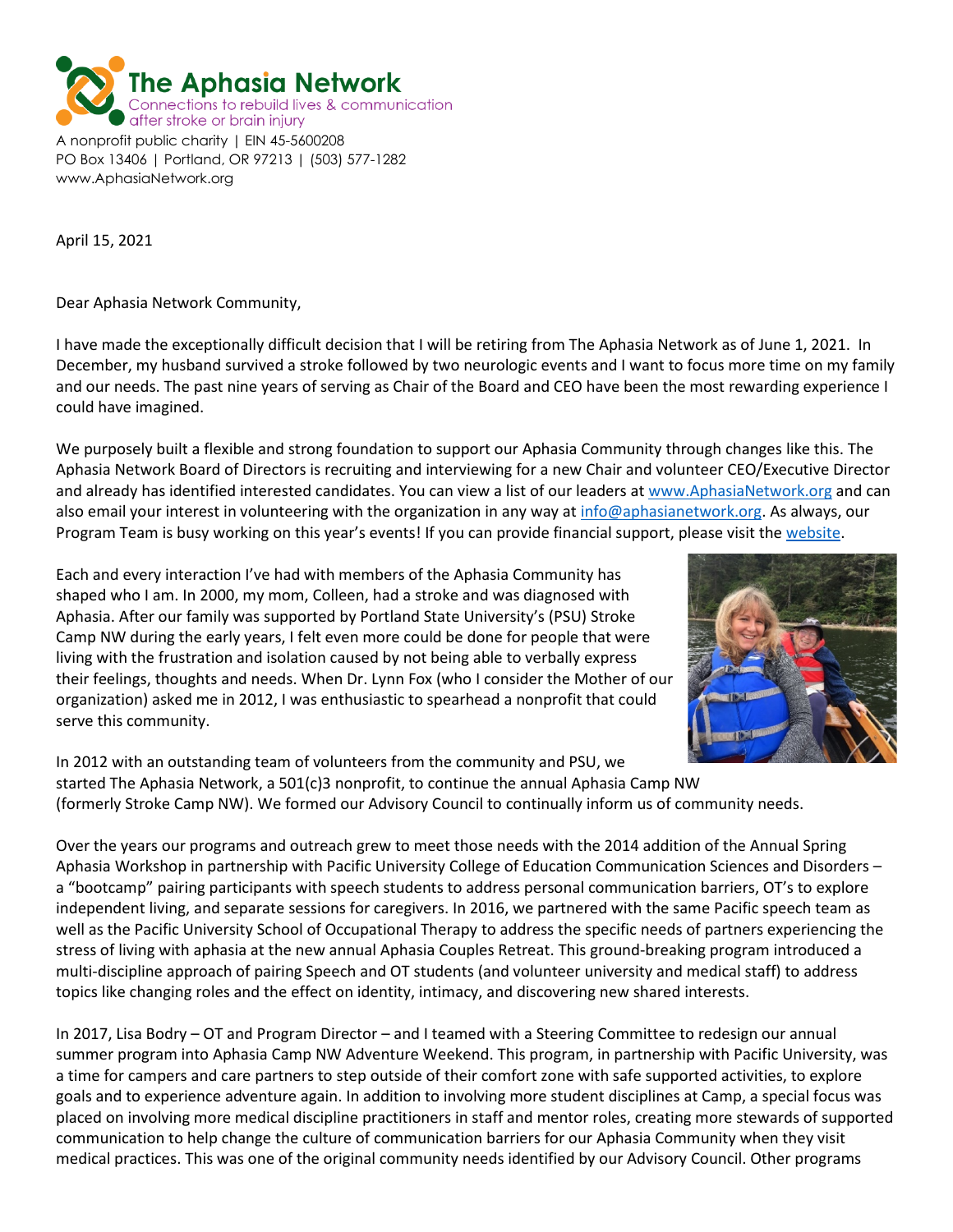**The Aphasia Network**
Connections to rebuild lives & communication after stroke or brain injury

A nonprofit public charity | EIN 45-5600208
PO Box 13406 | Portland, OR 97213 | (503) 577-1282
www.AphasiaNetwork.org

April 15, 2021

Dear Aphasia Network Community,

I have made the exceptionally difficult decision that I will be retiring from The Aphasia Network as of June 1, 2021. In December, my husband survived a stroke followed by two neurologic events and I want to focus more time on my family and our needs. The past nine years of serving as Chair of the Board and CEO have been the most rewarding experience I could have imagined.

We purposely built a flexible and strong foundation to support our Aphasia Community through changes like this. The Aphasia Network Board of Directors is recruiting and interviewing for a new Chair and volunteer CEO/Executive Director and already has identified interested candidates. You can view a list of our leaders at www.AphasiaNetwork.org and can also email your interest in volunteering with the organization in any way at info@aphasianetwork.org. As always, our Program Team is busy working on this year's events! If you can provide financial support, please visit the website.

Each and every interaction I've had with members of the Aphasia Community has shaped who I am. In 2000, my mom, Colleen, had a stroke and was diagnosed with Aphasia. After our family was supported by Portland State University's (PSU) Stroke Camp NW during the early years, I felt even more could be done for people that were living with the frustration and isolation caused by not being able to verbally express their feelings, thoughts and needs. When Dr. Lynn Fox (who I consider the Mother of our organization) asked me in 2012, I was enthusiastic to spearhead a nonprofit that could serve this community.

In 2012 with an outstanding team of volunteers from the community and PSU, we started The Aphasia Network, a 501(c)3 nonprofit, to continue the annual Aphasia Camp NW (formerly Stroke Camp NW). We formed our Advisory Council to continually inform us of community needs.

Over the years our programs and outreach grew to meet those needs with the 2014 addition of the Annual Spring Aphasia Workshop in partnership with Pacific University College of Education Communication Sciences and Disorders – a "bootcamp" pairing participants with speech students to address personal communication barriers, OT's to explore independent living, and separate sessions for caregivers. In 2016, we partnered with the same Pacific speech team as well as the Pacific University School of Occupational Therapy to address the specific needs of partners experiencing the stress of living with aphasia at the new annual Aphasia Couples Retreat. This ground-breaking program introduced a multi-discipline approach of pairing Speech and OT students (and volunteer university and medical staff) to address topics like changing roles and the effect on identity, intimacy, and discovering new shared interests.

In 2017, Lisa Bodry – OT and Program Director – and I teamed with a Steering Committee to redesign our annual summer program into Aphasia Camp NW Adventure Weekend. This program, in partnership with Pacific University, was a time for campers and care partners to step outside of their comfort zone with safe supported activities, to explore goals and to experience adventure again. In addition to involving more student disciplines at Camp, a special focus was placed on involving more medical discipline practitioners in staff and mentor roles, creating more stewards of supported communication to help change the culture of communication barriers for our Aphasia Community when they visit medical practices. This was one of the original community needs identified by our Advisory Council. Other programs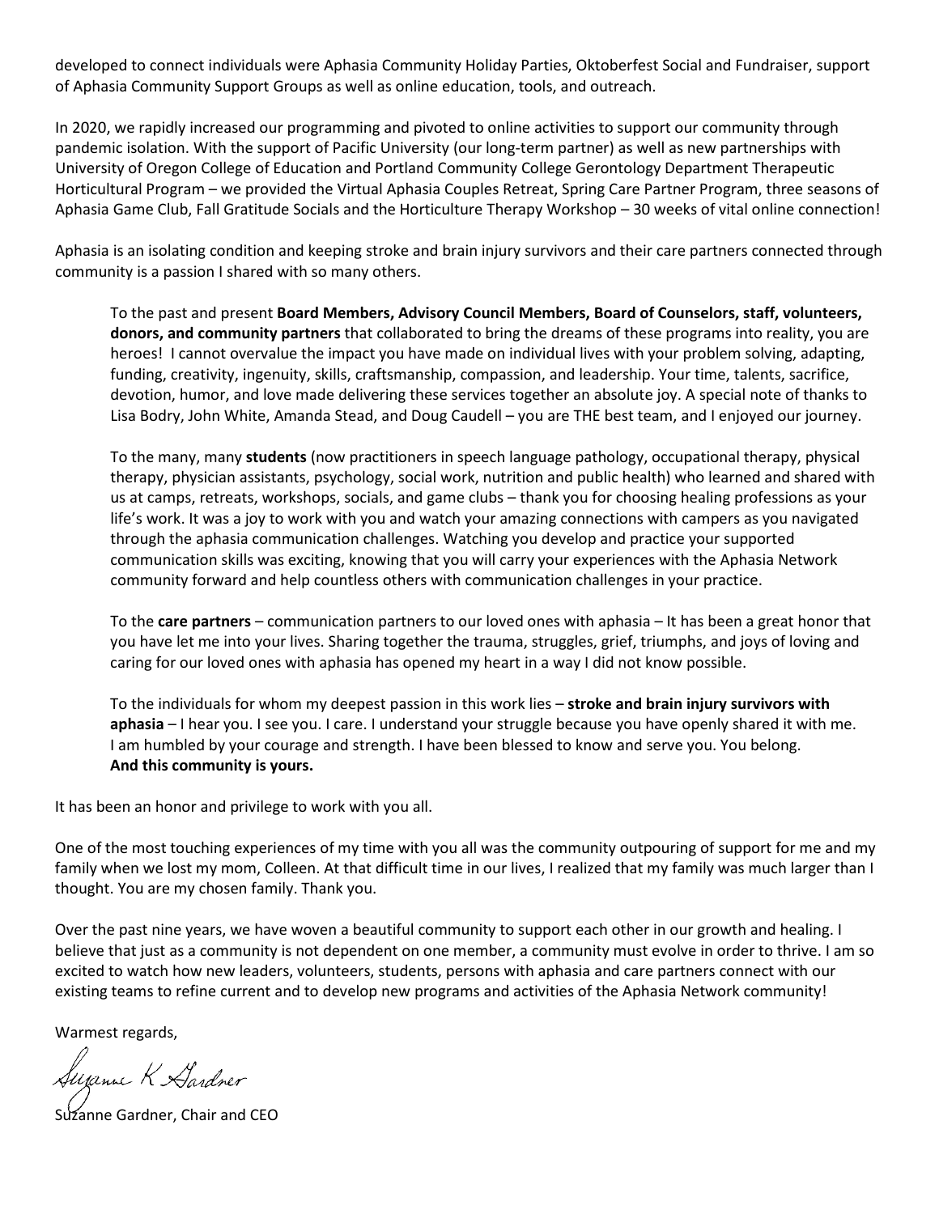developed to connect individuals were Aphasia Community Holiday Parties, Oktoberfest Social and Fundraiser, support of Aphasia Community Support Groups as well as online education, tools, and outreach.

In 2020, we rapidly increased our programming and pivoted to online activities to support our community through pandemic isolation. With the support of Pacific University (our long-term partner) as well as new partnerships with University of Oregon College of Education and Portland Community College Gerontology Department Therapeutic Horticultural Program – we provided the Virtual Aphasia Couples Retreat, Spring Care Partner Program, three seasons of Aphasia Game Club, Fall Gratitude Socials and the Horticulture Therapy Workshop – 30 weeks of vital online connection!

Aphasia is an isolating condition and keeping stroke and brain injury survivors and their care partners connected through community is a passion I shared with so many others.

> To the past and present **Board Members, Advisory Council Members, Board of Counselors, staff, volunteers, donors, and community partners** that collaborated to bring the dreams of these programs into reality, you are heroes! I cannot overvalue the impact you have made on individual lives with your problem solving, adapting, funding, creativity, ingenuity, skills, craftsmanship, compassion, and leadership. Your time, talents, sacrifice, devotion, humor, and love made delivering these services together an absolute joy. A special note of thanks to Lisa Bodry, John White, Amanda Stead, and Doug Caudell – you are THE best team, and I enjoyed our journey.
>
> To the many, many **students** (now practitioners in speech language pathology, occupational therapy, physical therapy, physician assistants, psychology, social work, nutrition and public health) who learned and shared with us at camps, retreats, workshops, socials, and game clubs – thank you for choosing healing professions as your life's work. It was a joy to work with you and watch your amazing connections with campers as you navigated through the aphasia communication challenges. Watching you develop and practice your supported communication skills was exciting, knowing that you will carry your experiences with the Aphasia Network community forward and help countless others with communication challenges in your practice.
>
> To the **care partners** – communication partners to our loved ones with aphasia – It has been a great honor that you have let me into your lives. Sharing together the trauma, struggles, grief, triumphs, and joys of loving and caring for our loved ones with aphasia has opened my heart in a way I did not know possible.
>
> To the individuals for whom my deepest passion in this work lies – **stroke and brain injury survivors with aphasia** – I hear you. I see you. I care. I understand your struggle because you have openly shared it with me. I am humbled by your courage and strength. I have been blessed to know and serve you. You belong.
> **And this community is yours.**

It has been an honor and privilege to work with you all.

One of the most touching experiences of my time with you all was the community outpouring of support for me and my family when we lost my mom, Colleen. At that difficult time in our lives, I realized that my family was much larger than I thought. You are my chosen family. Thank you.

Over the past nine years, we have woven a beautiful community to support each other in our growth and healing. I believe that just as a community is not dependent on one member, a community must evolve in order to thrive. I am so excited to watch how new leaders, volunteers, students, persons with aphasia and care partners connect with our existing teams to refine current and to develop new programs and activities of the Aphasia Network community!

Warmest regards,

Suzanne K Gardner

Suzanne Gardner, Chair and CEO